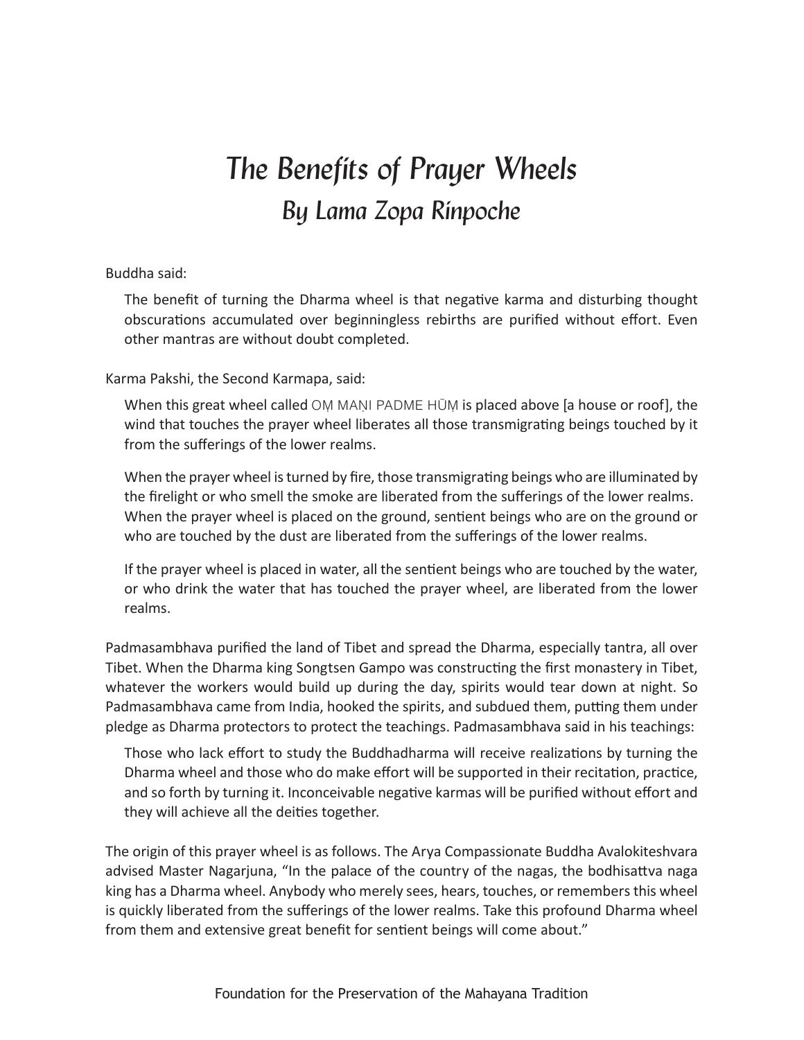# The Benefits of Prayer Wheels

## By Lama Zopa Rinpoche

Buddha said:

> The benefit of turning the Dharma wheel is that negative karma and disturbing thought obscurations accumulated over beginningless rebirths are purified without effort. Even other mantras are without doubt completed.

Karma Pakshi, the Second Karmapa, said:

> When this great wheel called OṂ MAṆI PADME HŪṂ is placed above [a house or roof], the wind that touches the prayer wheel liberates all those transmigrating beings touched by it from the sufferings of the lower realms.
>
> When the prayer wheel is turned by fire, those transmigrating beings who are illuminated by the firelight or who smell the smoke are liberated from the sufferings of the lower realms. When the prayer wheel is placed on the ground, sentient beings who are on the ground or who are touched by the dust are liberated from the sufferings of the lower realms.
>
> If the prayer wheel is placed in water, all the sentient beings who are touched by the water, or who drink the water that has touched the prayer wheel, are liberated from the lower realms.

Padmasambhava purified the land of Tibet and spread the Dharma, especially tantra, all over Tibet. When the Dharma king Songtsen Gampo was constructing the first monastery in Tibet, whatever the workers would build up during the day, spirits would tear down at night. So Padmasambhava came from India, hooked the spirits, and subdued them, putting them under pledge as Dharma protectors to protect the teachings. Padmasambhava said in his teachings:

> Those who lack effort to study the Buddhadharma will receive realizations by turning the Dharma wheel and those who do make effort will be supported in their recitation, practice, and so forth by turning it. Inconceivable negative karmas will be purified without effort and they will achieve all the deities together.

The origin of this prayer wheel is as follows. The Arya Compassionate Buddha Avalokiteshvara advised Master Nagarjuna, "In the palace of the country of the nagas, the bodhisattva naga king has a Dharma wheel. Anybody who merely sees, hears, touches, or remembers this wheel is quickly liberated from the sufferings of the lower realms. Take this profound Dharma wheel from them and extensive great benefit for sentient beings will come about."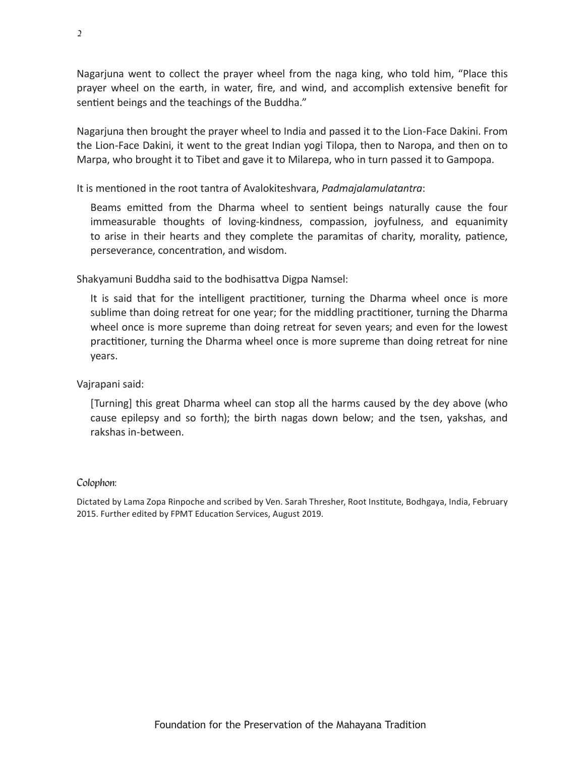Nagarjuna went to collect the prayer wheel from the naga king, who told him, "Place this prayer wheel on the earth, in water, fire, and wind, and accomplish extensive benefit for sentient beings and the teachings of the Buddha."

Nagarjuna then brought the prayer wheel to India and passed it to the Lion-Face Dakini. From the Lion-Face Dakini, it went to the great Indian yogi Tilopa, then to Naropa, and then on to Marpa, who brought it to Tibet and gave it to Milarepa, who in turn passed it to Gampopa.

It is mentioned in the root tantra of Avalokiteshvara, *Padmajalamulatantra*:

> Beams emitted from the Dharma wheel to sentient beings naturally cause the four immeasurable thoughts of loving-kindness, compassion, joyfulness, and equanimity to arise in their hearts and they complete the paramitas of charity, morality, patience, perseverance, concentration, and wisdom.

Shakyamuni Buddha said to the bodhisattva Digpa Namsel:

> It is said that for the intelligent practitioner, turning the Dharma wheel once is more sublime than doing retreat for one year; for the middling practitioner, turning the Dharma wheel once is more supreme than doing retreat for seven years; and even for the lowest practitioner, turning the Dharma wheel once is more supreme than doing retreat for nine years.

Vajrapani said:

> [Turning] this great Dharma wheel can stop all the harms caused by the dey above (who cause epilepsy and so forth); the birth nagas down below; and the tsen, yakshas, and rakshas in-between.

*Colophon:*

Dictated by Lama Zopa Rinpoche and scribed by Ven. Sarah Thresher, Root Institute, Bodhgaya, India, February 2015. Further edited by FPMT Education Services, August 2019.